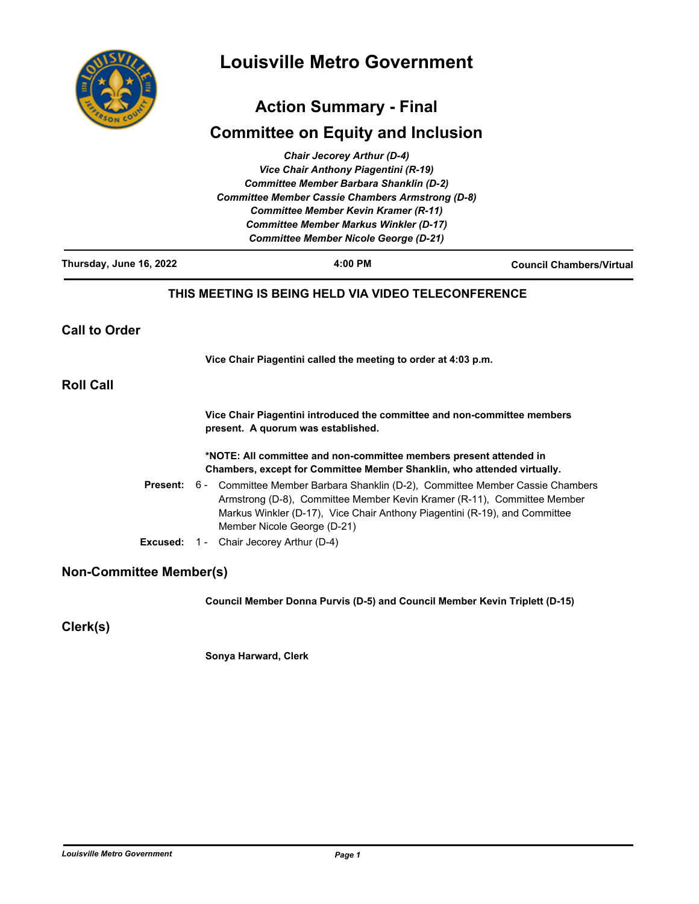# Louisville Metro Government

## Action Summary - Final

## Committee on Equity and Inclusion

*Chair Jecorey Arthur (D-4)*
*Vice Chair Anthony Piagentini (R-19)*
*Committee Member Barbara Shanklin (D-2)*
*Committee Member Cassie Chambers Armstrong (D-8)*
*Committee Member Kevin Kramer (R-11)*
*Committee Member Markus Winkler (D-17)*
*Committee Member Nicole George (D-21)*

**Thursday, June 16, 2022** | **4:00 PM** | **Council Chambers/Virtual**

**THIS MEETING IS BEING HELD VIA VIDEO TELECONFERENCE**

### Call to Order

**Vice Chair Piagentini called the meeting to order at 4:03 p.m.**

### Roll Call

**Vice Chair Piagentini introduced the committee and non-committee members present. A quorum was established.**

***NOTE: All committee and non-committee members present attended in Chambers, except for Committee Member Shanklin, who attended virtually.**

**Present:** 6 - Committee Member Barbara Shanklin (D-2), Committee Member Cassie Chambers Armstrong (D-8), Committee Member Kevin Kramer (R-11), Committee Member Markus Winkler (D-17), Vice Chair Anthony Piagentini (R-19), and Committee Member Nicole George (D-21)

**Excused:** 1 - Chair Jecorey Arthur (D-4)

### Non-Committee Member(s)

**Council Member Donna Purvis (D-5) and Council Member Kevin Triplett (D-15)**

### Clerk(s)

**Sonya Harward, Clerk**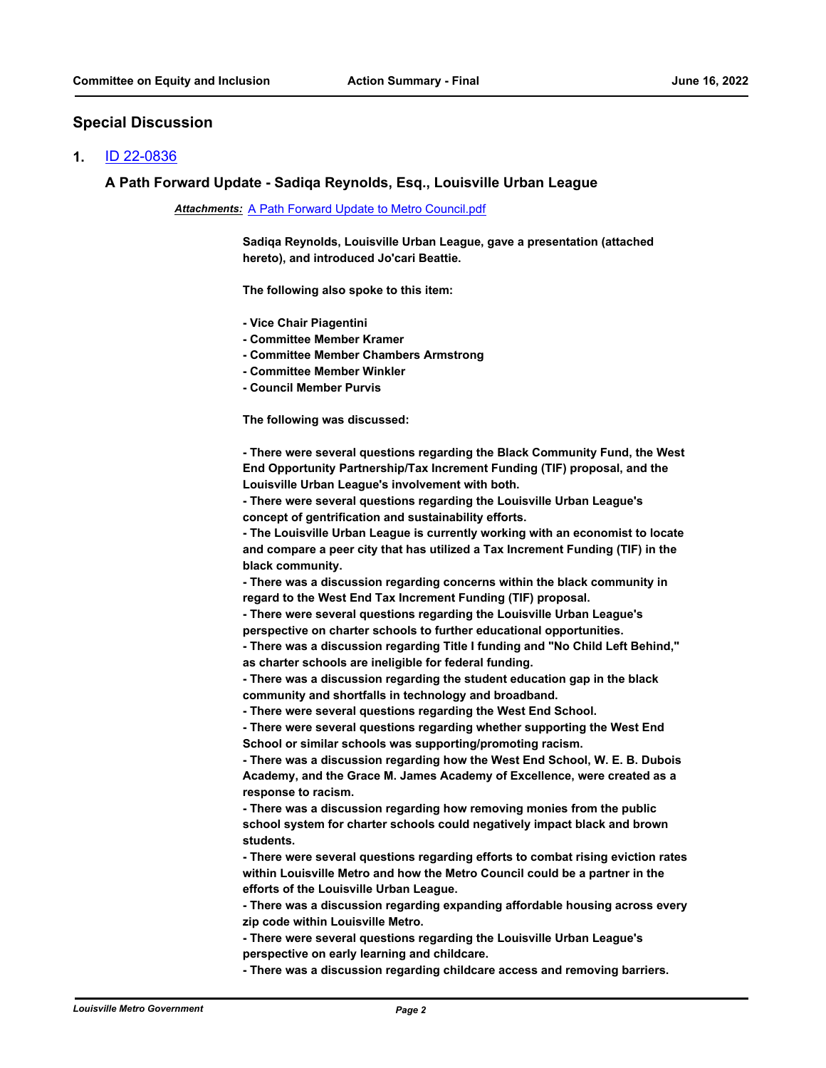## Special Discussion

1. ID 22-0836

### A Path Forward Update - Sadiqa Reynolds, Esq., Louisville Urban League

***Attachments:*** A Path Forward Update to Metro Council.pdf

**Sadiqa Reynolds, Louisville Urban League, gave a presentation (attached hereto), and introduced Jo'cari Beattie.**

**The following also spoke to this item:**

**- Vice Chair Piagentini**
**- Committee Member Kramer**
**- Committee Member Chambers Armstrong**
**- Committee Member Winkler**
**- Council Member Purvis**

**The following was discussed:**

**- There were several questions regarding the Black Community Fund, the West End Opportunity Partnership/Tax Increment Funding (TIF) proposal, and the Louisville Urban League's involvement with both.**
**- There were several questions regarding the Louisville Urban League's concept of gentrification and sustainability efforts.**
**- The Louisville Urban League is currently working with an economist to locate and compare a peer city that has utilized a Tax Increment Funding (TIF) in the black community.**
**- There was a discussion regarding concerns within the black community in regard to the West End Tax Increment Funding (TIF) proposal.**
**- There were several questions regarding the Louisville Urban League's perspective on charter schools to further educational opportunities.**
**- There was a discussion regarding Title I funding and "No Child Left Behind," as charter schools are ineligible for federal funding.**
**- There was a discussion regarding the student education gap in the black community and shortfalls in technology and broadband.**
**- There were several questions regarding the West End School.**
**- There were several questions regarding whether supporting the West End School or similar schools was supporting/promoting racism.**
**- There was a discussion regarding how the West End School, W. E. B. Dubois Academy, and the Grace M. James Academy of Excellence, were created as a response to racism.**
**- There was a discussion regarding how removing monies from the public school system for charter schools could negatively impact black and brown students.**
**- There were several questions regarding efforts to combat rising eviction rates within Louisville Metro and how the Metro Council could be a partner in the efforts of the Louisville Urban League.**
**- There was a discussion regarding expanding affordable housing across every zip code within Louisville Metro.**
**- There were several questions regarding the Louisville Urban League's perspective on early learning and childcare.**
**- There was a discussion regarding childcare access and removing barriers.**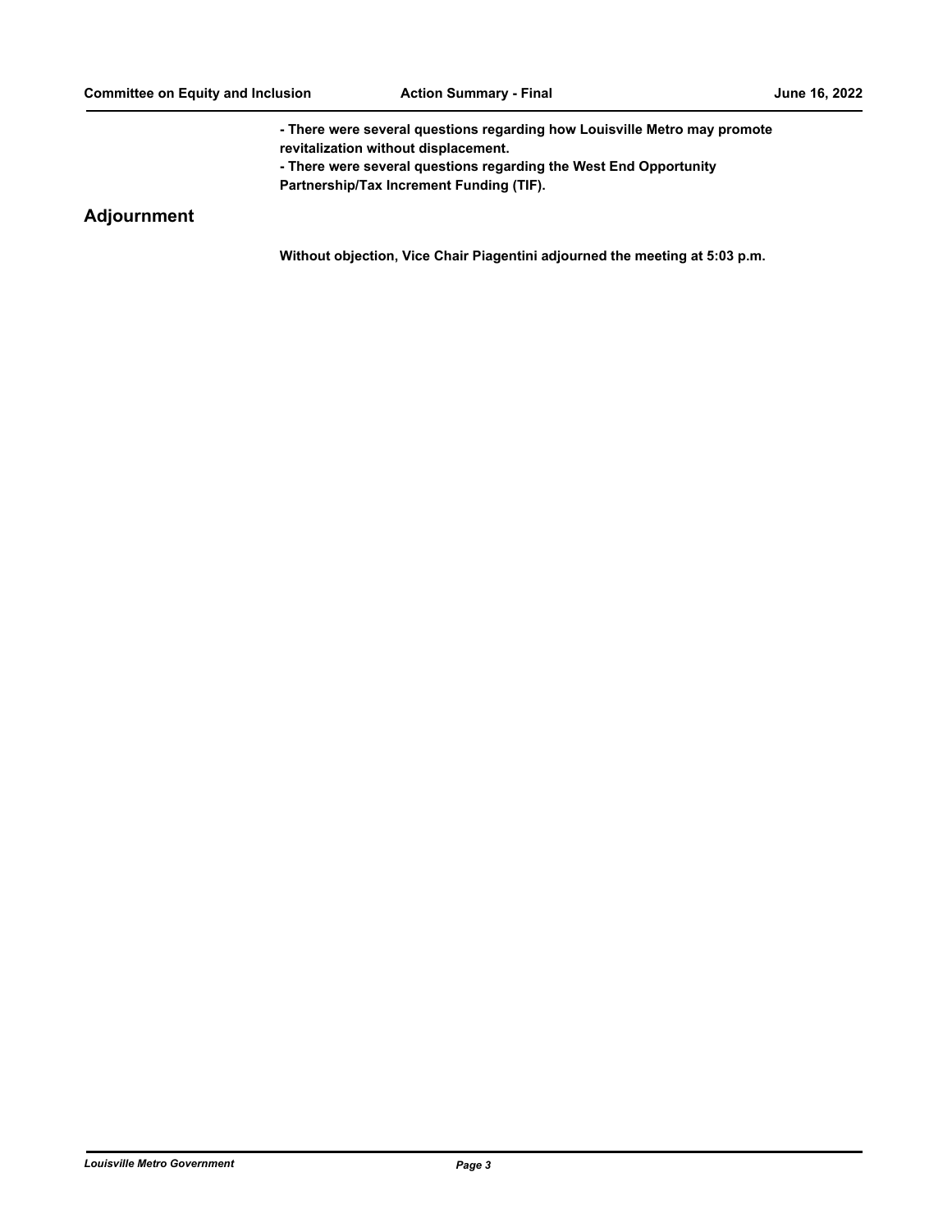**- There were several questions regarding how Louisville Metro may promote revitalization without displacement.**
**- There were several questions regarding the West End Opportunity Partnership/Tax Increment Funding (TIF).**

## Adjournment

**Without objection, Vice Chair Piagentini adjourned the meeting at 5:03 p.m.**